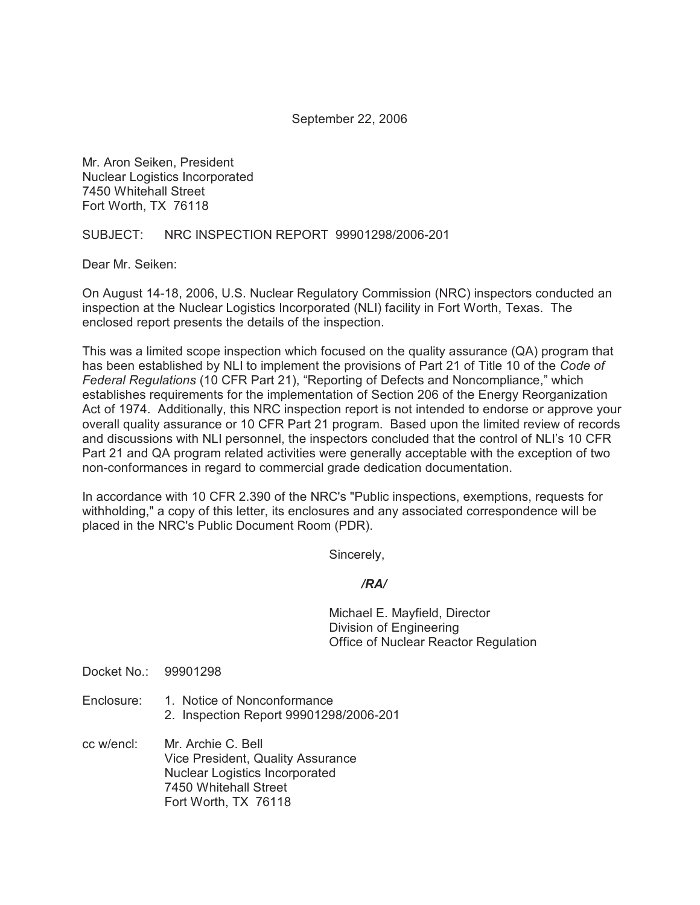September 22, 2006

Mr. Aron Seiken, President
Nuclear Logistics Incorporated
7450 Whitehall Street
Fort Worth, TX 76118

SUBJECT: NRC INSPECTION REPORT 99901298/2006-201

Dear Mr. Seiken:

On August 14-18, 2006, U.S. Nuclear Regulatory Commission (NRC) inspectors conducted an inspection at the Nuclear Logistics Incorporated (NLI) facility in Fort Worth, Texas. The enclosed report presents the details of the inspection.

This was a limited scope inspection which focused on the quality assurance (QA) program that has been established by NLI to implement the provisions of Part 21 of Title 10 of the *Code of Federal Regulations* (10 CFR Part 21), "Reporting of Defects and Noncompliance," which establishes requirements for the implementation of Section 206 of the Energy Reorganization Act of 1974. Additionally, this NRC inspection report is not intended to endorse or approve your overall quality assurance or 10 CFR Part 21 program. Based upon the limited review of records and discussions with NLI personnel, the inspectors concluded that the control of NLI's 10 CFR Part 21 and QA program related activities were generally acceptable with the exception of two non-conformances in regard to commercial grade dedication documentation.

In accordance with 10 CFR 2.390 of the NRC's "Public inspections, exemptions, requests for withholding," a copy of this letter, its enclosures and any associated correspondence will be placed in the NRC's Public Document Room (PDR).

Sincerely,

***/RA/***

Michael E. Mayfield, Director
Division of Engineering
Office of Nuclear Reactor Regulation

Docket No.: 99901298

Enclosure: 1. Notice of Nonconformance
2. Inspection Report 99901298/2006-201

cc w/encl: Mr. Archie C. Bell
Vice President, Quality Assurance
Nuclear Logistics Incorporated
7450 Whitehall Street
Fort Worth, TX 76118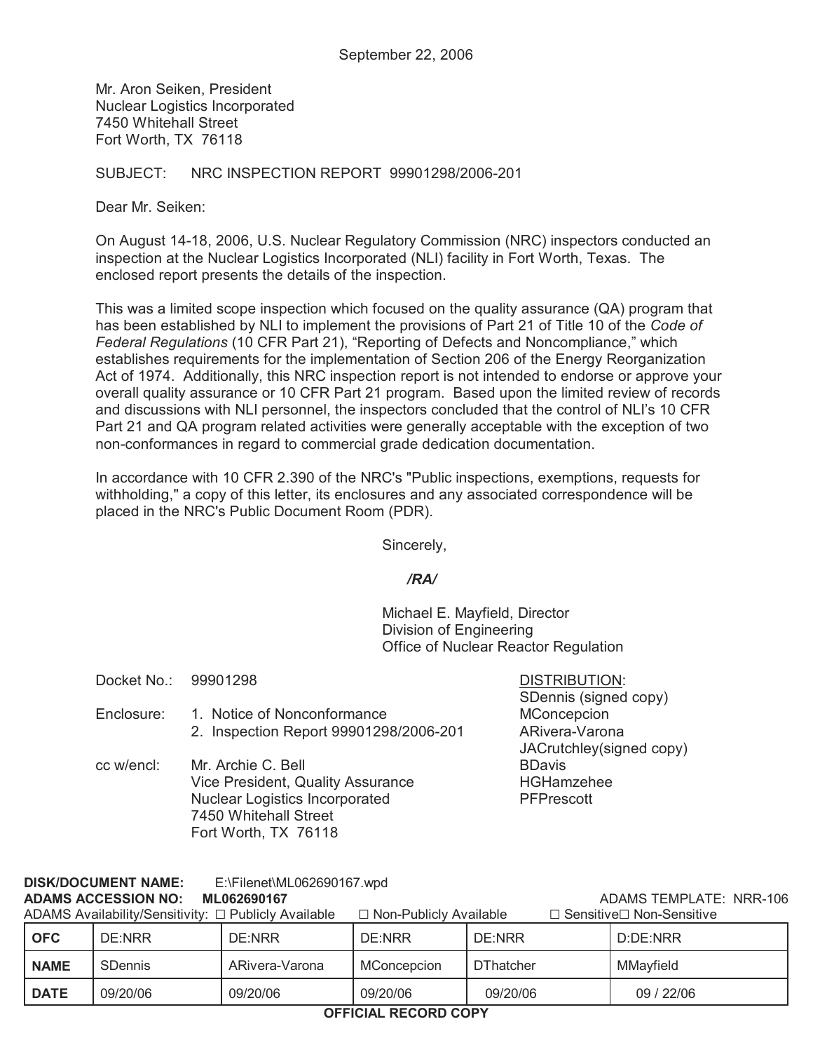September 22, 2006

Mr. Aron Seiken, President
Nuclear Logistics Incorporated
7450 Whitehall Street
Fort Worth, TX 76118

SUBJECT: NRC INSPECTION REPORT 99901298/2006-201

Dear Mr. Seiken:

On August 14-18, 2006, U.S. Nuclear Regulatory Commission (NRC) inspectors conducted an inspection at the Nuclear Logistics Incorporated (NLI) facility in Fort Worth, Texas. The enclosed report presents the details of the inspection.

This was a limited scope inspection which focused on the quality assurance (QA) program that has been established by NLI to implement the provisions of Part 21 of Title 10 of the *Code of Federal Regulations* (10 CFR Part 21), "Reporting of Defects and Noncompliance," which establishes requirements for the implementation of Section 206 of the Energy Reorganization Act of 1974. Additionally, this NRC inspection report is not intended to endorse or approve your overall quality assurance or 10 CFR Part 21 program. Based upon the limited review of records and discussions with NLI personnel, the inspectors concluded that the control of NLI's 10 CFR Part 21 and QA program related activities were generally acceptable with the exception of two non-conformances in regard to commercial grade dedication documentation.

In accordance with 10 CFR 2.390 of the NRC's "Public inspections, exemptions, requests for withholding," a copy of this letter, its enclosures and any associated correspondence will be placed in the NRC's Public Document Room (PDR).

Sincerely,

*/RA/*

Michael E. Mayfield, Director
Division of Engineering
Office of Nuclear Reactor Regulation

Docket No.: 99901298

Enclosure:
1. Notice of Nonconformance
2. Inspection Report 99901298/2006-201

cc w/encl: Mr. Archie C. Bell
Vice President, Quality Assurance
Nuclear Logistics Incorporated
7450 Whitehall Street
Fort Worth, TX 76118

DISTRIBUTION:
SDennis (signed copy)
MConcepcion
ARivera-Varona
JACrutchley(signed copy)
BDavis
HGHamzehee
PFPrescott

**DISK/DOCUMENT NAME:** E:\Filenet\ML062690167.wpd
**ADAMS ACCESSION NO: ML062690167** ADAMS TEMPLATE: NRR-106
ADAMS Availability/Sensitivity: ☐ Publicly Available ☐ Non-Publicly Available ☐ Sensitive☐ Non-Sensitive

| OFC | DE:NRR | DE:NRR | DE:NRR | DE:NRR | D:DE:NRR |
|---|---|---|---|---|---|
| NAME | SDennis | ARivera-Varona | MConcepcion | DThatcher | MMayfield |
| DATE | 09/20/06 | 09/20/06 | 09/20/06 | 09/20/06 | 09 / 22/06 |

**OFFICIAL RECORD COPY**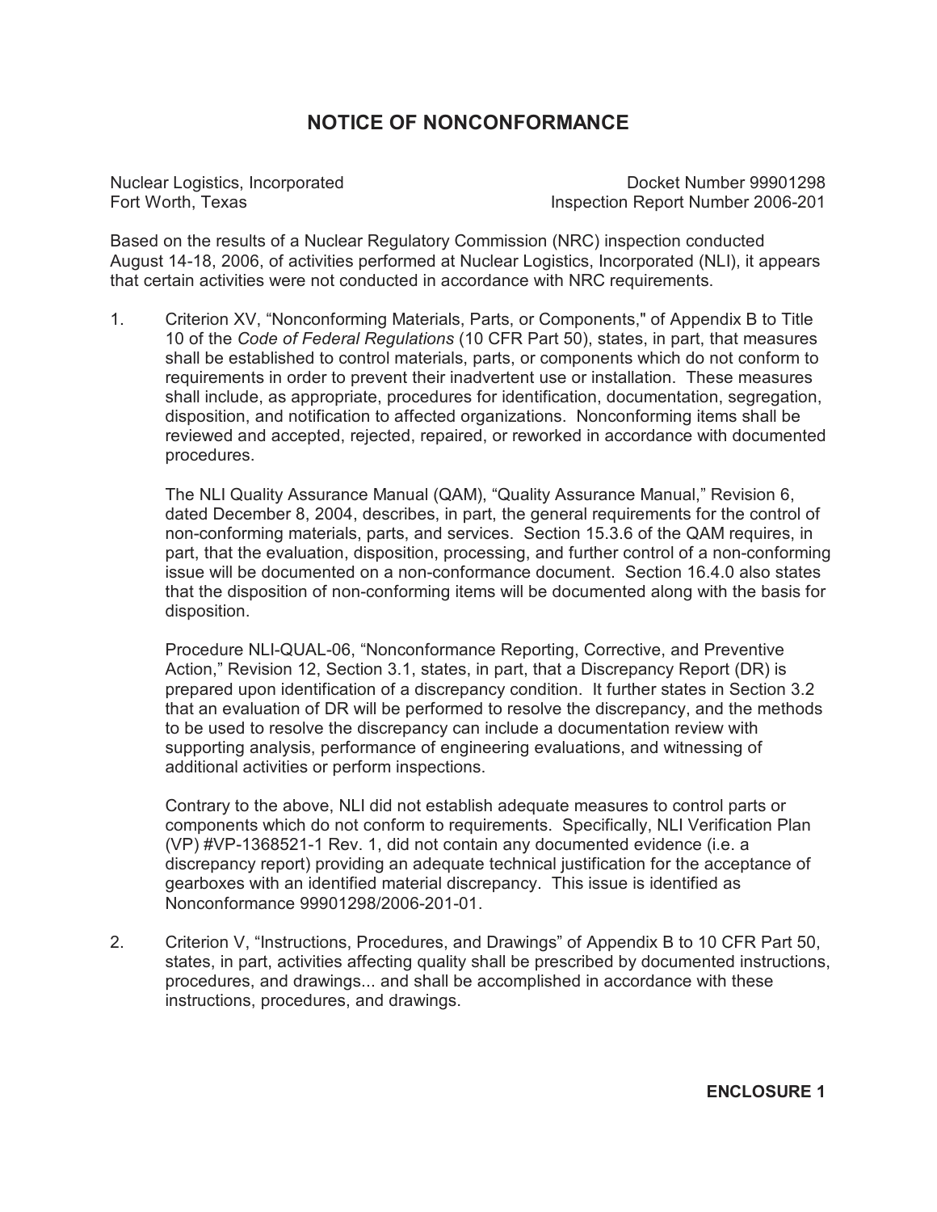# NOTICE OF NONCONFORMANCE

Nuclear Logistics, Incorporated
Fort Worth, Texas

Docket Number 99901298
Inspection Report Number 2006-201

Based on the results of a Nuclear Regulatory Commission (NRC) inspection conducted August 14-18, 2006, of activities performed at Nuclear Logistics, Incorporated (NLI), it appears that certain activities were not conducted in accordance with NRC requirements.

1. Criterion XV, "Nonconforming Materials, Parts, or Components," of Appendix B to Title 10 of the *Code of Federal Regulations* (10 CFR Part 50), states, in part, that measures shall be established to control materials, parts, or components which do not conform to requirements in order to prevent their inadvertent use or installation. These measures shall include, as appropriate, procedures for identification, documentation, segregation, disposition, and notification to affected organizations. Nonconforming items shall be reviewed and accepted, rejected, repaired, or reworked in accordance with documented procedures.

   The NLI Quality Assurance Manual (QAM), "Quality Assurance Manual," Revision 6, dated December 8, 2004, describes, in part, the general requirements for the control of non-conforming materials, parts, and services. Section 15.3.6 of the QAM requires, in part, that the evaluation, disposition, processing, and further control of a non-conforming issue will be documented on a non-conformance document. Section 16.4.0 also states that the disposition of non-conforming items will be documented along with the basis for disposition.

   Procedure NLI-QUAL-06, "Nonconformance Reporting, Corrective, and Preventive Action," Revision 12, Section 3.1, states, in part, that a Discrepancy Report (DR) is prepared upon identification of a discrepancy condition. It further states in Section 3.2 that an evaluation of DR will be performed to resolve the discrepancy, and the methods to be used to resolve the discrepancy can include a documentation review with supporting analysis, performance of engineering evaluations, and witnessing of additional activities or perform inspections.

   Contrary to the above, NLI did not establish adequate measures to control parts or components which do not conform to requirements. Specifically, NLI Verification Plan (VP) #VP-1368521-1 Rev. 1, did not contain any documented evidence (i.e. a discrepancy report) providing an adequate technical justification for the acceptance of gearboxes with an identified material discrepancy. This issue is identified as Nonconformance 99901298/2006-201-01.

2. Criterion V, "Instructions, Procedures, and Drawings" of Appendix B to 10 CFR Part 50, states, in part, activities affecting quality shall be prescribed by documented instructions, procedures, and drawings... and shall be accomplished in accordance with these instructions, procedures, and drawings.

**ENCLOSURE 1**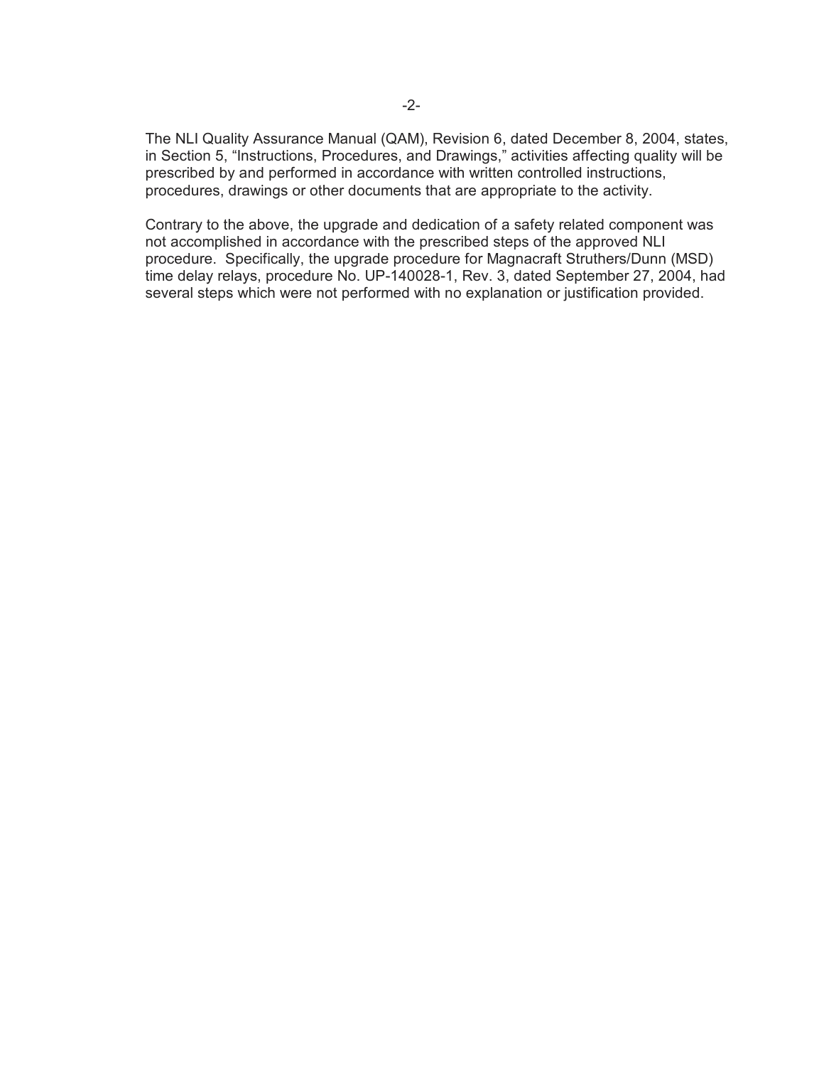The NLI Quality Assurance Manual (QAM), Revision 6, dated December 8, 2004, states, in Section 5, "Instructions, Procedures, and Drawings," activities affecting quality will be prescribed by and performed in accordance with written controlled instructions, procedures, drawings or other documents that are appropriate to the activity.

Contrary to the above, the upgrade and dedication of a safety related component was not accomplished in accordance with the prescribed steps of the approved NLI procedure. Specifically, the upgrade procedure for Magnacraft Struthers/Dunn (MSD) time delay relays, procedure No. UP-140028-1, Rev. 3, dated September 27, 2004, had several steps which were not performed with no explanation or justification provided.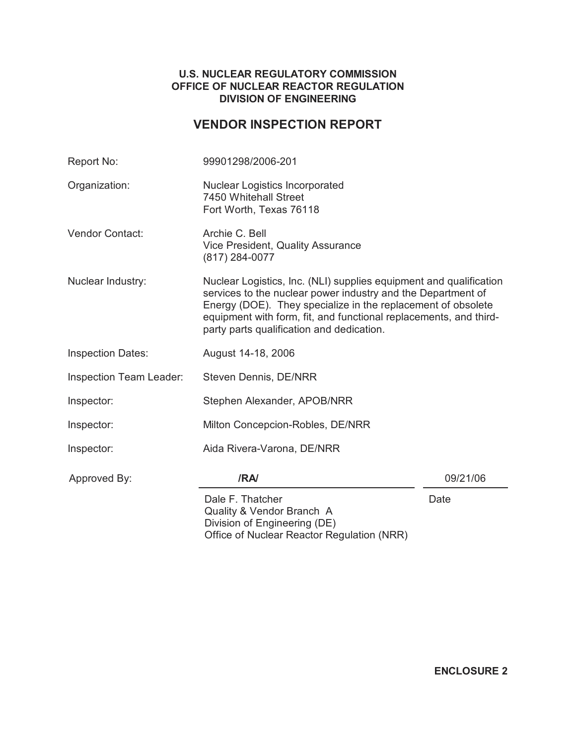**U.S. NUCLEAR REGULATORY COMMISSION**
**OFFICE OF NUCLEAR REACTOR REGULATION**
**DIVISION OF ENGINEERING**

# VENDOR INSPECTION REPORT

| | |
|---|---|
| Report No: | 99901298/2006-201 |
| Organization: | Nuclear Logistics Incorporated<br>7450 Whitehall Street<br>Fort Worth, Texas 76118 |
| Vendor Contact: | Archie C. Bell<br>Vice President, Quality Assurance<br>(817) 284-0077 |
| Nuclear Industry: | Nuclear Logistics, Inc. (NLI) supplies equipment and qualification services to the nuclear power industry and the Department of Energy (DOE). They specialize in the replacement of obsolete equipment with form, fit, and functional replacements, and third-party parts qualification and dedication. |
| Inspection Dates: | August 14-18, 2006 |
| Inspection Team Leader: | Steven Dennis, DE/NRR |
| Inspector: | Stephen Alexander, APOB/NRR |
| Inspector: | Milton Concepcion-Robles, DE/NRR |
| Inspector: | Aida Rivera-Varona, DE/NRR |

Approved By: **/RA/** 09/21/06

Dale F. Thatcher
Quality & Vendor Branch A
Division of Engineering (DE)
Office of Nuclear Reactor Regulation (NRR)

Date

**ENCLOSURE 2**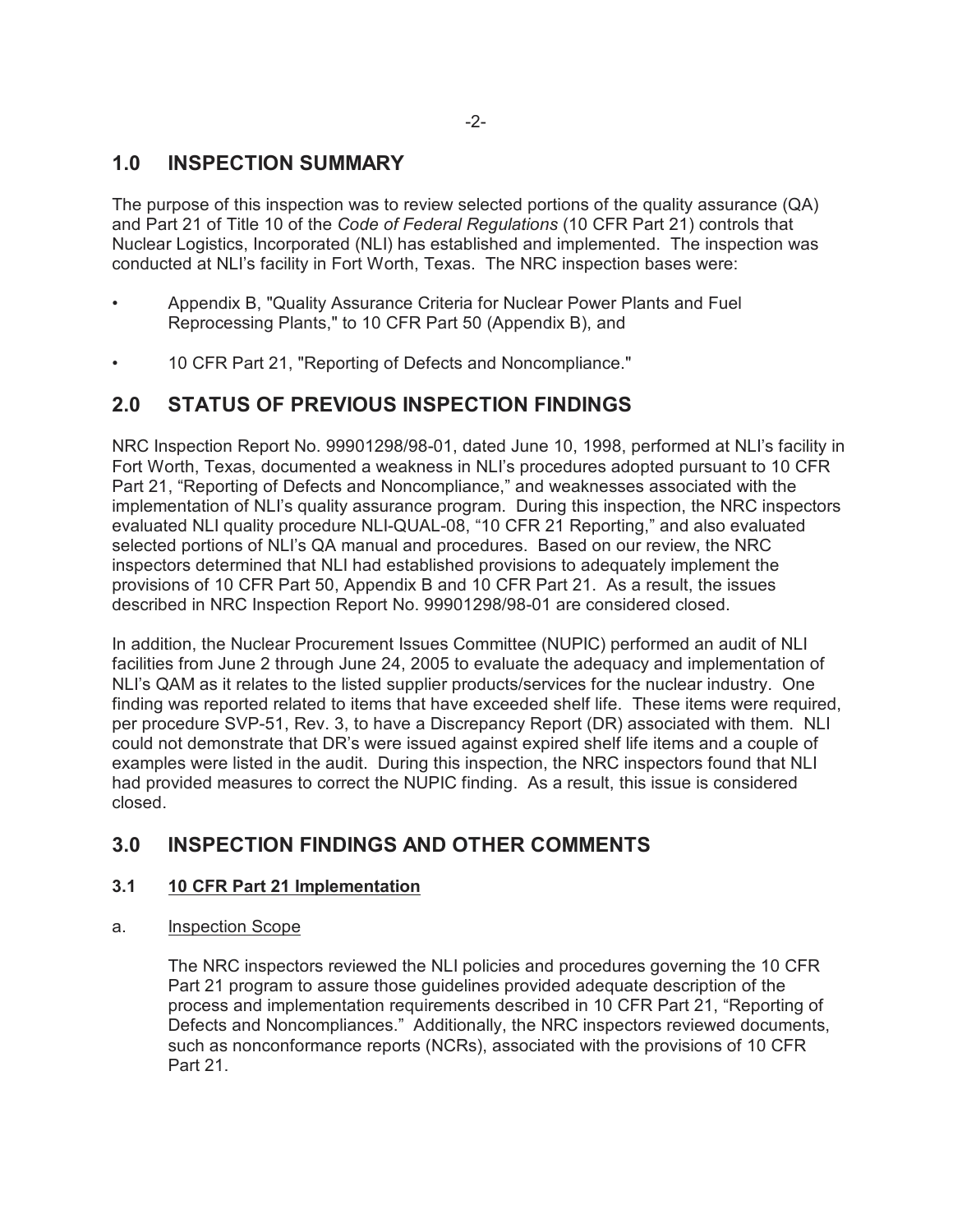## 1.0 INSPECTION SUMMARY

The purpose of this inspection was to review selected portions of the quality assurance (QA) and Part 21 of Title 10 of the *Code of Federal Regulations* (10 CFR Part 21) controls that Nuclear Logistics, Incorporated (NLI) has established and implemented. The inspection was conducted at NLI's facility in Fort Worth, Texas. The NRC inspection bases were:

- Appendix B, "Quality Assurance Criteria for Nuclear Power Plants and Fuel Reprocessing Plants," to 10 CFR Part 50 (Appendix B), and
- 10 CFR Part 21, "Reporting of Defects and Noncompliance."

## 2.0 STATUS OF PREVIOUS INSPECTION FINDINGS

NRC Inspection Report No. 99901298/98-01, dated June 10, 1998, performed at NLI's facility in Fort Worth, Texas, documented a weakness in NLI's procedures adopted pursuant to 10 CFR Part 21, "Reporting of Defects and Noncompliance," and weaknesses associated with the implementation of NLI's quality assurance program. During this inspection, the NRC inspectors evaluated NLI quality procedure NLI-QUAL-08, "10 CFR 21 Reporting," and also evaluated selected portions of NLI's QA manual and procedures. Based on our review, the NRC inspectors determined that NLI had established provisions to adequately implement the provisions of 10 CFR Part 50, Appendix B and 10 CFR Part 21. As a result, the issues described in NRC Inspection Report No. 99901298/98-01 are considered closed.

In addition, the Nuclear Procurement Issues Committee (NUPIC) performed an audit of NLI facilities from June 2 through June 24, 2005 to evaluate the adequacy and implementation of NLI's QAM as it relates to the listed supplier products/services for the nuclear industry. One finding was reported related to items that have exceeded shelf life. These items were required, per procedure SVP-51, Rev. 3, to have a Discrepancy Report (DR) associated with them. NLI could not demonstrate that DR's were issued against expired shelf life items and a couple of examples were listed in the audit. During this inspection, the NRC inspectors found that NLI had provided measures to correct the NUPIC finding. As a result, this issue is considered closed.

## 3.0 INSPECTION FINDINGS AND OTHER COMMENTS

### 3.1 10 CFR Part 21 Implementation

a. Inspection Scope

The NRC inspectors reviewed the NLI policies and procedures governing the 10 CFR Part 21 program to assure those guidelines provided adequate description of the process and implementation requirements described in 10 CFR Part 21, "Reporting of Defects and Noncompliances." Additionally, the NRC inspectors reviewed documents, such as nonconformance reports (NCRs), associated with the provisions of 10 CFR Part 21.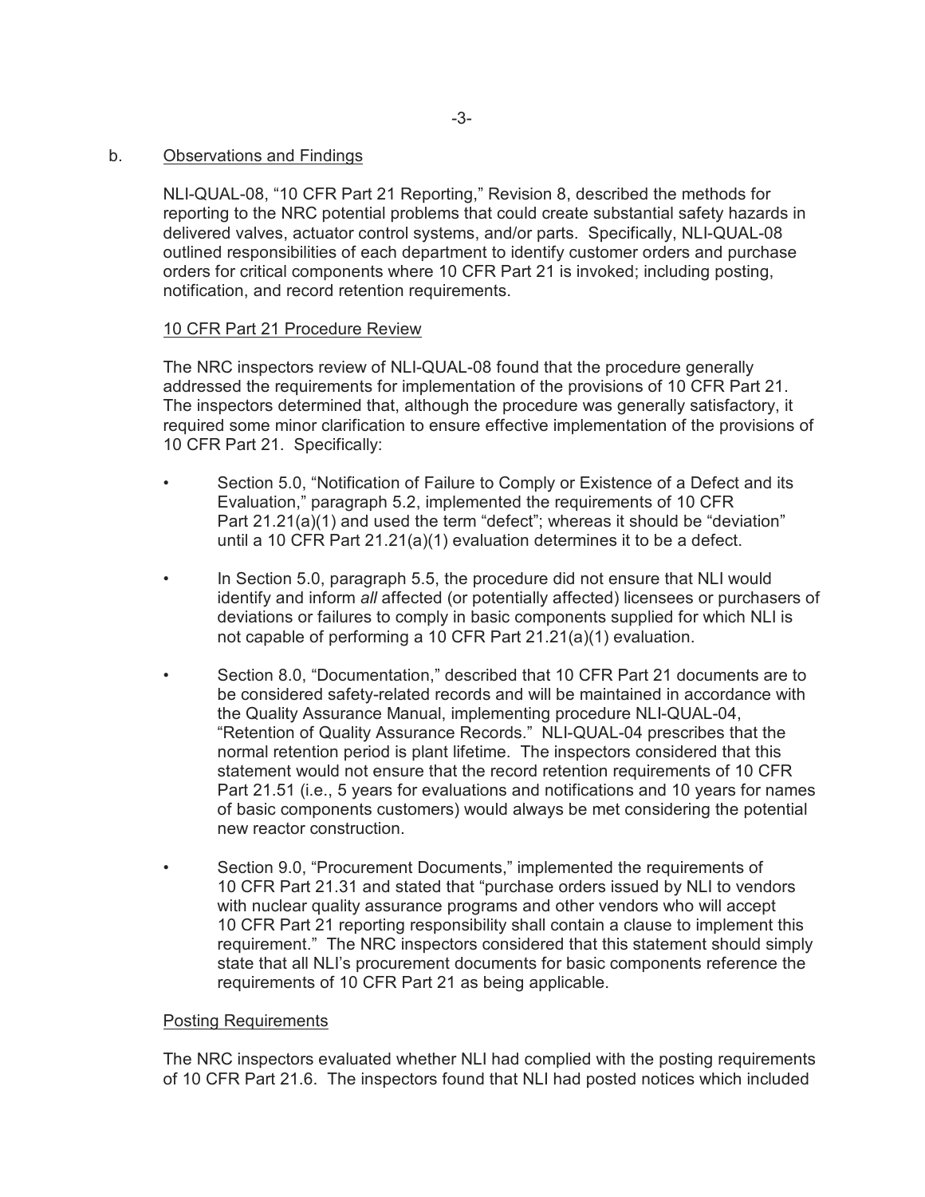b. Observations and Findings

NLI-QUAL-08, "10 CFR Part 21 Reporting," Revision 8, described the methods for reporting to the NRC potential problems that could create substantial safety hazards in delivered valves, actuator control systems, and/or parts. Specifically, NLI-QUAL-08 outlined responsibilities of each department to identify customer orders and purchase orders for critical components where 10 CFR Part 21 is invoked; including posting, notification, and record retention requirements.

10 CFR Part 21 Procedure Review

The NRC inspectors review of NLI-QUAL-08 found that the procedure generally addressed the requirements for implementation of the provisions of 10 CFR Part 21. The inspectors determined that, although the procedure was generally satisfactory, it required some minor clarification to ensure effective implementation of the provisions of 10 CFR Part 21. Specifically:

- Section 5.0, "Notification of Failure to Comply or Existence of a Defect and its Evaluation," paragraph 5.2, implemented the requirements of 10 CFR Part 21.21(a)(1) and used the term "defect"; whereas it should be "deviation" until a 10 CFR Part 21.21(a)(1) evaluation determines it to be a defect.
- In Section 5.0, paragraph 5.5, the procedure did not ensure that NLI would identify and inform *all* affected (or potentially affected) licensees or purchasers of deviations or failures to comply in basic components supplied for which NLI is not capable of performing a 10 CFR Part 21.21(a)(1) evaluation.
- Section 8.0, "Documentation," described that 10 CFR Part 21 documents are to be considered safety-related records and will be maintained in accordance with the Quality Assurance Manual, implementing procedure NLI-QUAL-04, "Retention of Quality Assurance Records." NLI-QUAL-04 prescribes that the normal retention period is plant lifetime. The inspectors considered that this statement would not ensure that the record retention requirements of 10 CFR Part 21.51 (i.e., 5 years for evaluations and notifications and 10 years for names of basic components customers) would always be met considering the potential new reactor construction.
- Section 9.0, "Procurement Documents," implemented the requirements of 10 CFR Part 21.31 and stated that "purchase orders issued by NLI to vendors with nuclear quality assurance programs and other vendors who will accept 10 CFR Part 21 reporting responsibility shall contain a clause to implement this requirement." The NRC inspectors considered that this statement should simply state that all NLI's procurement documents for basic components reference the requirements of 10 CFR Part 21 as being applicable.

Posting Requirements

The NRC inspectors evaluated whether NLI had complied with the posting requirements of 10 CFR Part 21.6. The inspectors found that NLI had posted notices which included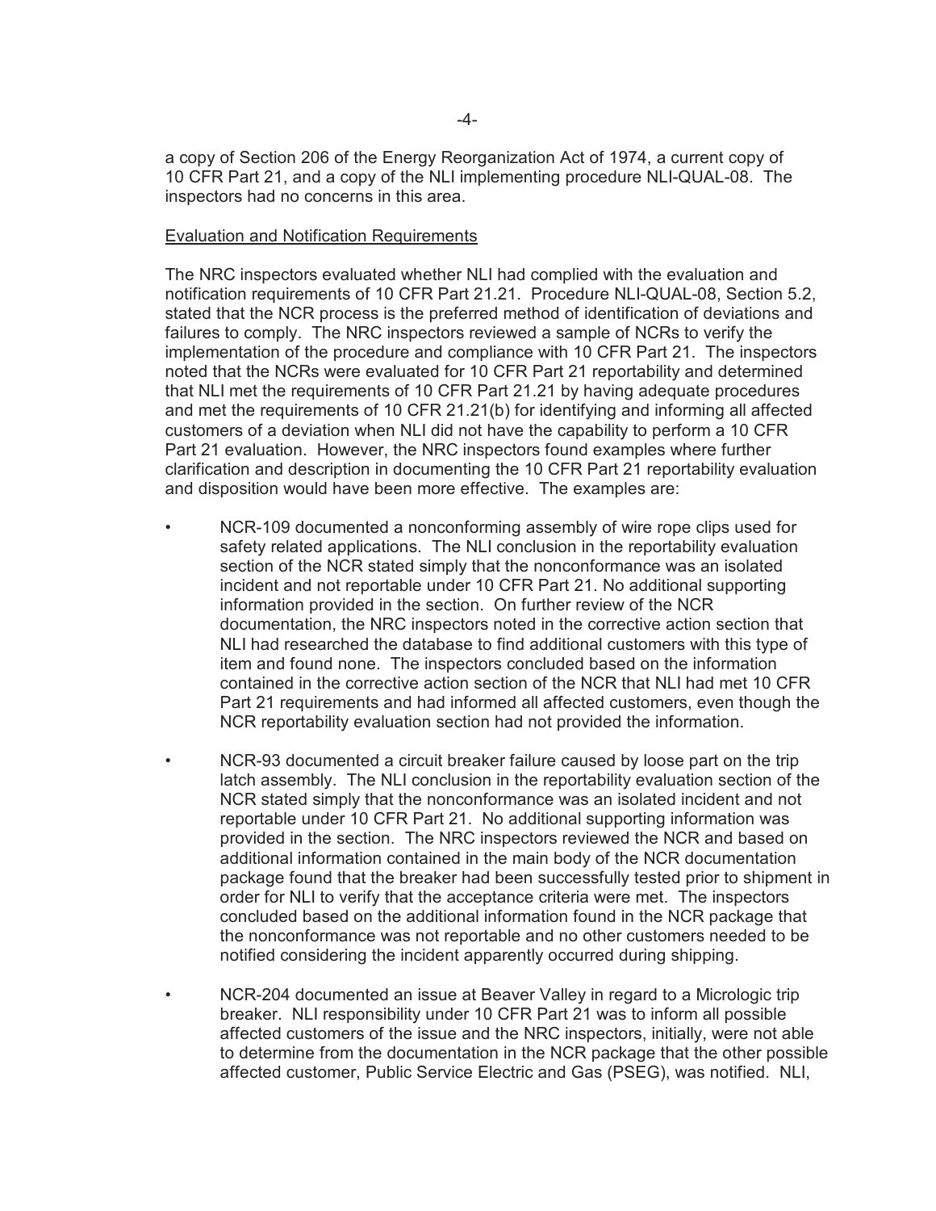a copy of Section 206 of the Energy Reorganization Act of 1974, a current copy of 10 CFR Part 21, and a copy of the NLI implementing procedure NLI-QUAL-08. The inspectors had no concerns in this area.

Evaluation and Notification Requirements

The NRC inspectors evaluated whether NLI had complied with the evaluation and notification requirements of 10 CFR Part 21.21. Procedure NLI-QUAL-08, Section 5.2, stated that the NCR process is the preferred method of identification of deviations and failures to comply. The NRC inspectors reviewed a sample of NCRs to verify the implementation of the procedure and compliance with 10 CFR Part 21. The inspectors noted that the NCRs were evaluated for 10 CFR Part 21 reportability and determined that NLI met the requirements of 10 CFR Part 21.21 by having adequate procedures and met the requirements of 10 CFR 21.21(b) for identifying and informing all affected customers of a deviation when NLI did not have the capability to perform a 10 CFR Part 21 evaluation. However, the NRC inspectors found examples where further clarification and description in documenting the 10 CFR Part 21 reportability evaluation and disposition would have been more effective. The examples are:

- NCR-109 documented a nonconforming assembly of wire rope clips used for safety related applications. The NLI conclusion in the reportability evaluation section of the NCR stated simply that the nonconformance was an isolated incident and not reportable under 10 CFR Part 21. No additional supporting information provided in the section. On further review of the NCR documentation, the NRC inspectors noted in the corrective action section that NLI had researched the database to find additional customers with this type of item and found none. The inspectors concluded based on the information contained in the corrective action section of the NCR that NLI had met 10 CFR Part 21 requirements and had informed all affected customers, even though the NCR reportability evaluation section had not provided the information.

- NCR-93 documented a circuit breaker failure caused by loose part on the trip latch assembly. The NLI conclusion in the reportability evaluation section of the NCR stated simply that the nonconformance was an isolated incident and not reportable under 10 CFR Part 21. No additional supporting information was provided in the section. The NRC inspectors reviewed the NCR and based on additional information contained in the main body of the NCR documentation package found that the breaker had been successfully tested prior to shipment in order for NLI to verify that the acceptance criteria were met. The inspectors concluded based on the additional information found in the NCR package that the nonconformance was not reportable and no other customers needed to be notified considering the incident apparently occurred during shipping.

- NCR-204 documented an issue at Beaver Valley in regard to a Micrologic trip breaker. NLI responsibility under 10 CFR Part 21 was to inform all possible affected customers of the issue and the NRC inspectors, initially, were not able to determine from the documentation in the NCR package that the other possible affected customer, Public Service Electric and Gas (PSEG), was notified. NLI,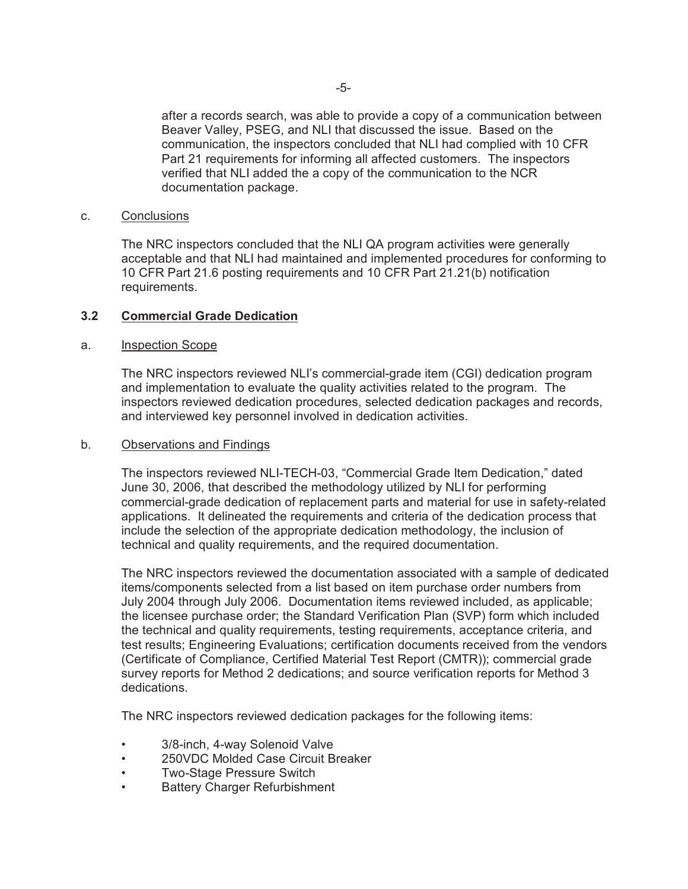after a records search, was able to provide a copy of a communication between Beaver Valley, PSEG, and NLI that discussed the issue. Based on the communication, the inspectors concluded that NLI had complied with 10 CFR Part 21 requirements for informing all affected customers. The inspectors verified that NLI added the a copy of the communication to the NCR documentation package.

c. Conclusions

The NRC inspectors concluded that the NLI QA program activities were generally acceptable and that NLI had maintained and implemented procedures for conforming to 10 CFR Part 21.6 posting requirements and 10 CFR Part 21.21(b) notification requirements.

## 3.2 Commercial Grade Dedication

a. Inspection Scope

The NRC inspectors reviewed NLI's commercial-grade item (CGI) dedication program and implementation to evaluate the quality activities related to the program. The inspectors reviewed dedication procedures, selected dedication packages and records, and interviewed key personnel involved in dedication activities.

b. Observations and Findings

The inspectors reviewed NLI-TECH-03, "Commercial Grade Item Dedication," dated June 30, 2006, that described the methodology utilized by NLI for performing commercial-grade dedication of replacement parts and material for use in safety-related applications. It delineated the requirements and criteria of the dedication process that include the selection of the appropriate dedication methodology, the inclusion of technical and quality requirements, and the required documentation.

The NRC inspectors reviewed the documentation associated with a sample of dedicated items/components selected from a list based on item purchase order numbers from July 2004 through July 2006. Documentation items reviewed included, as applicable; the licensee purchase order; the Standard Verification Plan (SVP) form which included the technical and quality requirements, testing requirements, acceptance criteria, and test results; Engineering Evaluations; certification documents received from the vendors (Certificate of Compliance, Certified Material Test Report (CMTR)); commercial grade survey reports for Method 2 dedications; and source verification reports for Method 3 dedications.

The NRC inspectors reviewed dedication packages for the following items:

- 3/8-inch, 4-way Solenoid Valve
- 250VDC Molded Case Circuit Breaker
- Two-Stage Pressure Switch
- Battery Charger Refurbishment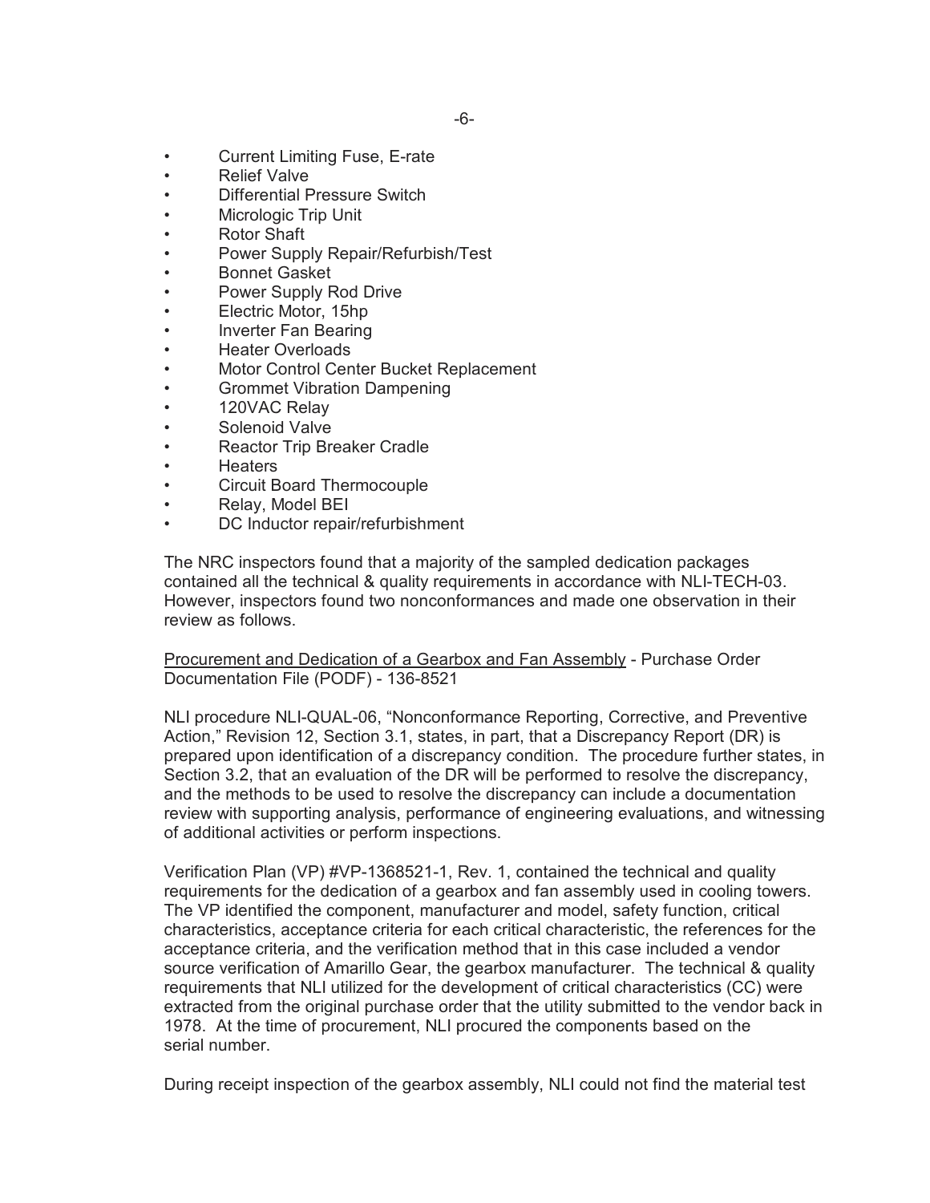- Current Limiting Fuse, E-rate
- Relief Valve
- Differential Pressure Switch
- Micrologic Trip Unit
- Rotor Shaft
- Power Supply Repair/Refurbish/Test
- Bonnet Gasket
- Power Supply Rod Drive
- Electric Motor, 15hp
- Inverter Fan Bearing
- Heater Overloads
- Motor Control Center Bucket Replacement
- Grommet Vibration Dampening
- 120VAC Relay
- Solenoid Valve
- Reactor Trip Breaker Cradle
- Heaters
- Circuit Board Thermocouple
- Relay, Model BEI
- DC Inductor repair/refurbishment

The NRC inspectors found that a majority of the sampled dedication packages contained all the technical & quality requirements in accordance with NLI-TECH-03. However, inspectors found two nonconformances and made one observation in their review as follows.

Procurement and Dedication of a Gearbox and Fan Assembly - Purchase Order Documentation File (PODF) - 136-8521

NLI procedure NLI-QUAL-06, "Nonconformance Reporting, Corrective, and Preventive Action," Revision 12, Section 3.1, states, in part, that a Discrepancy Report (DR) is prepared upon identification of a discrepancy condition. The procedure further states, in Section 3.2, that an evaluation of the DR will be performed to resolve the discrepancy, and the methods to be used to resolve the discrepancy can include a documentation review with supporting analysis, performance of engineering evaluations, and witnessing of additional activities or perform inspections.

Verification Plan (VP) #VP-1368521-1, Rev. 1, contained the technical and quality requirements for the dedication of a gearbox and fan assembly used in cooling towers. The VP identified the component, manufacturer and model, safety function, critical characteristics, acceptance criteria for each critical characteristic, the references for the acceptance criteria, and the verification method that in this case included a vendor source verification of Amarillo Gear, the gearbox manufacturer. The technical & quality requirements that NLI utilized for the development of critical characteristics (CC) were extracted from the original purchase order that the utility submitted to the vendor back in 1978. At the time of procurement, NLI procured the components based on the serial number.

During receipt inspection of the gearbox assembly, NLI could not find the material test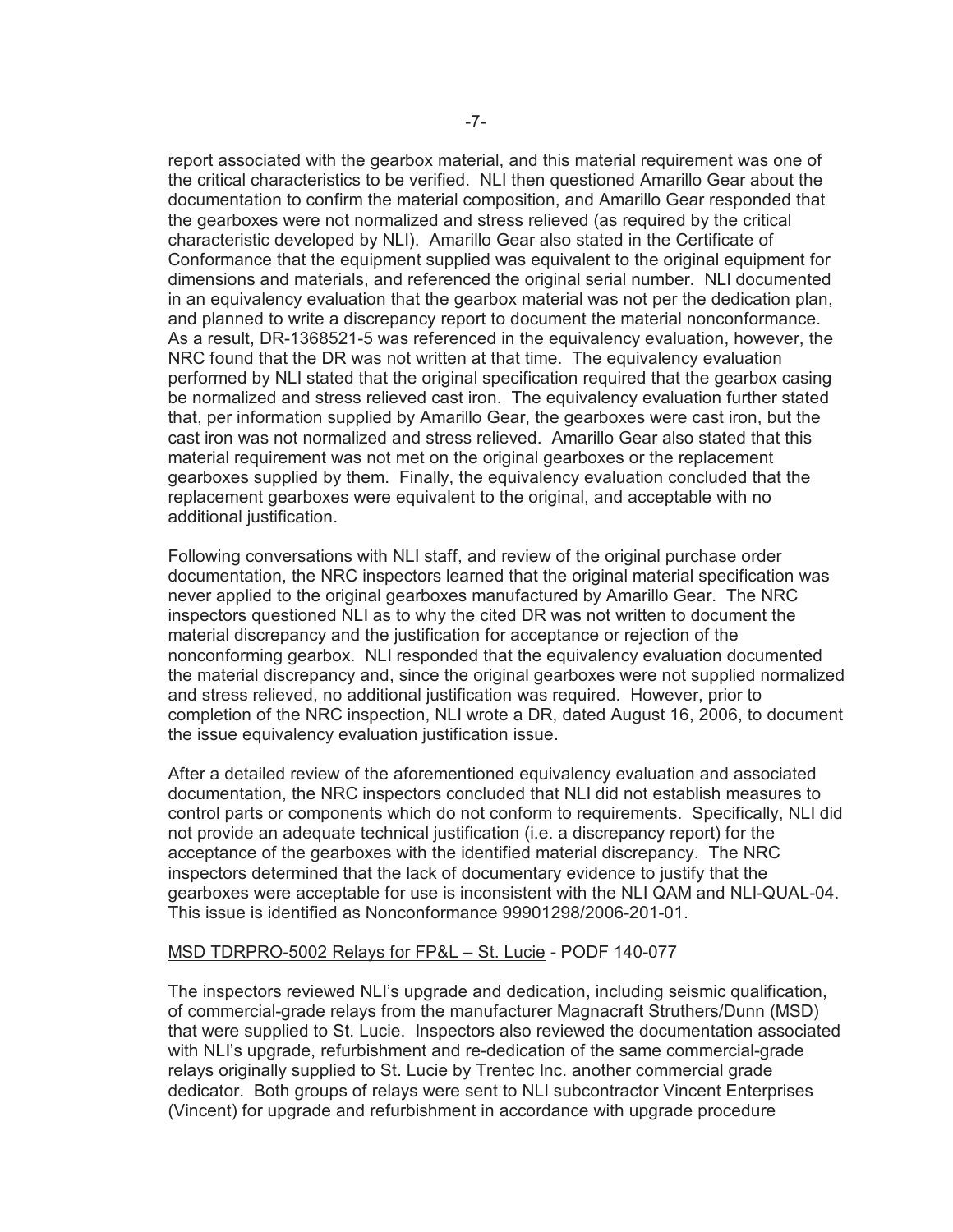report associated with the gearbox material, and this material requirement was one of the critical characteristics to be verified. NLI then questioned Amarillo Gear about the documentation to confirm the material composition, and Amarillo Gear responded that the gearboxes were not normalized and stress relieved (as required by the critical characteristic developed by NLI). Amarillo Gear also stated in the Certificate of Conformance that the equipment supplied was equivalent to the original equipment for dimensions and materials, and referenced the original serial number. NLI documented in an equivalency evaluation that the gearbox material was not per the dedication plan, and planned to write a discrepancy report to document the material nonconformance. As a result, DR-1368521-5 was referenced in the equivalency evaluation, however, the NRC found that the DR was not written at that time. The equivalency evaluation performed by NLI stated that the original specification required that the gearbox casing be normalized and stress relieved cast iron. The equivalency evaluation further stated that, per information supplied by Amarillo Gear, the gearboxes were cast iron, but the cast iron was not normalized and stress relieved. Amarillo Gear also stated that this material requirement was not met on the original gearboxes or the replacement gearboxes supplied by them. Finally, the equivalency evaluation concluded that the replacement gearboxes were equivalent to the original, and acceptable with no additional justification.

Following conversations with NLI staff, and review of the original purchase order documentation, the NRC inspectors learned that the original material specification was never applied to the original gearboxes manufactured by Amarillo Gear. The NRC inspectors questioned NLI as to why the cited DR was not written to document the material discrepancy and the justification for acceptance or rejection of the nonconforming gearbox. NLI responded that the equivalency evaluation documented the material discrepancy and, since the original gearboxes were not supplied normalized and stress relieved, no additional justification was required. However, prior to completion of the NRC inspection, NLI wrote a DR, dated August 16, 2006, to document the issue equivalency evaluation justification issue.

After a detailed review of the aforementioned equivalency evaluation and associated documentation, the NRC inspectors concluded that NLI did not establish measures to control parts or components which do not conform to requirements. Specifically, NLI did not provide an adequate technical justification (i.e. a discrepancy report) for the acceptance of the gearboxes with the identified material discrepancy. The NRC inspectors determined that the lack of documentary evidence to justify that the gearboxes were acceptable for use is inconsistent with the NLI QAM and NLI-QUAL-04. This issue is identified as Nonconformance 99901298/2006-201-01.

MSD TDRPRO-5002 Relays for FP&L – St. Lucie - PODF 140-077

The inspectors reviewed NLI's upgrade and dedication, including seismic qualification, of commercial-grade relays from the manufacturer Magnacraft Struthers/Dunn (MSD) that were supplied to St. Lucie. Inspectors also reviewed the documentation associated with NLI's upgrade, refurbishment and re-dedication of the same commercial-grade relays originally supplied to St. Lucie by Trentec Inc. another commercial grade dedicator. Both groups of relays were sent to NLI subcontractor Vincent Enterprises (Vincent) for upgrade and refurbishment in accordance with upgrade procedure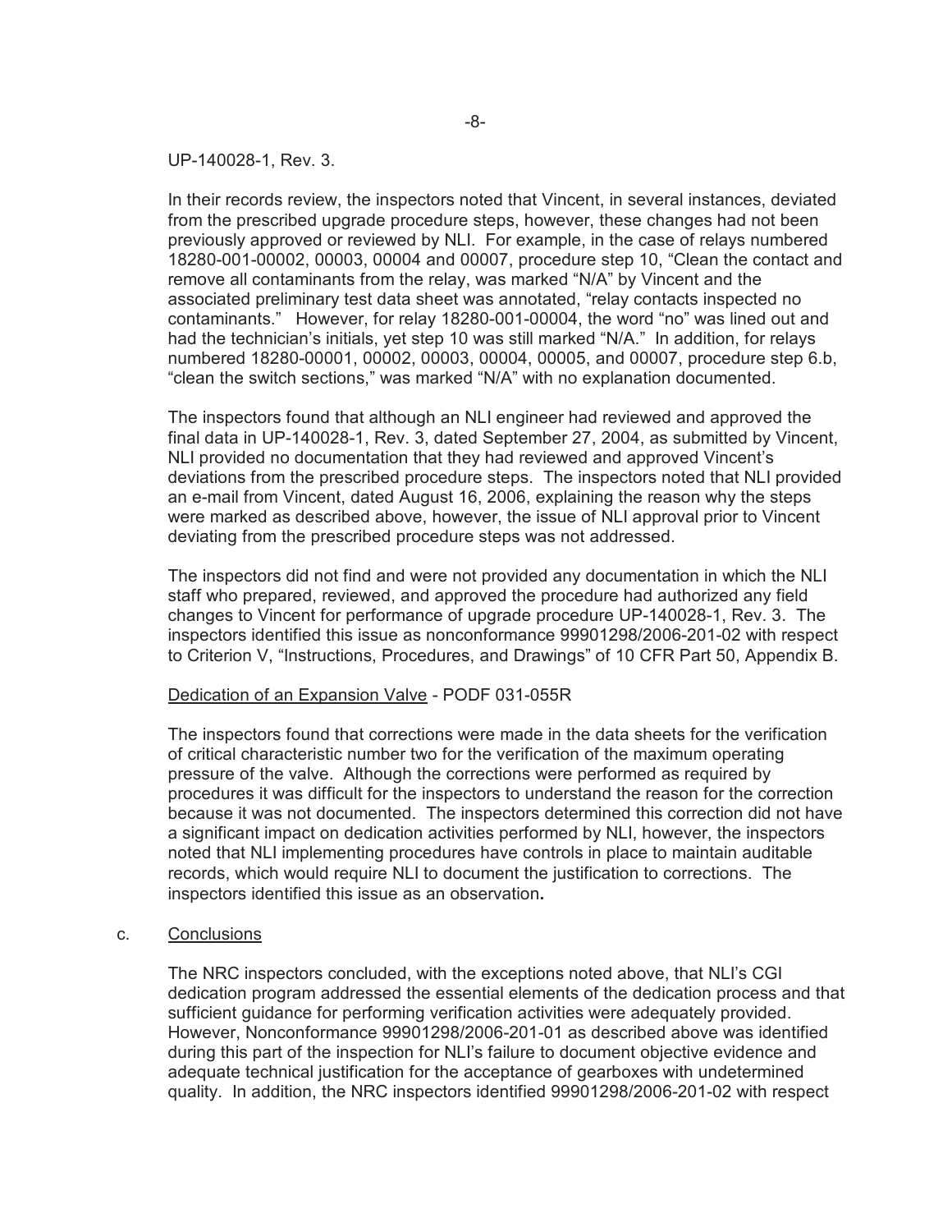UP-140028-1, Rev. 3.

In their records review, the inspectors noted that Vincent, in several instances, deviated from the prescribed upgrade procedure steps, however, these changes had not been previously approved or reviewed by NLI. For example, in the case of relays numbered 18280-001-00002, 00003, 00004 and 00007, procedure step 10, "Clean the contact and remove all contaminants from the relay, was marked "N/A" by Vincent and the associated preliminary test data sheet was annotated, "relay contacts inspected no contaminants." However, for relay 18280-001-00004, the word "no" was lined out and had the technician's initials, yet step 10 was still marked "N/A." In addition, for relays numbered 18280-00001, 00002, 00003, 00004, 00005, and 00007, procedure step 6.b, "clean the switch sections," was marked "N/A" with no explanation documented.

The inspectors found that although an NLI engineer had reviewed and approved the final data in UP-140028-1, Rev. 3, dated September 27, 2004, as submitted by Vincent, NLI provided no documentation that they had reviewed and approved Vincent's deviations from the prescribed procedure steps. The inspectors noted that NLI provided an e-mail from Vincent, dated August 16, 2006, explaining the reason why the steps were marked as described above, however, the issue of NLI approval prior to Vincent deviating from the prescribed procedure steps was not addressed.

The inspectors did not find and were not provided any documentation in which the NLI staff who prepared, reviewed, and approved the procedure had authorized any field changes to Vincent for performance of upgrade procedure UP-140028-1, Rev. 3. The inspectors identified this issue as nonconformance 99901298/2006-201-02 with respect to Criterion V, "Instructions, Procedures, and Drawings" of 10 CFR Part 50, Appendix B.

Dedication of an Expansion Valve - PODF 031-055R

The inspectors found that corrections were made in the data sheets for the verification of critical characteristic number two for the verification of the maximum operating pressure of the valve. Although the corrections were performed as required by procedures it was difficult for the inspectors to understand the reason for the correction because it was not documented. The inspectors determined this correction did not have a significant impact on dedication activities performed by NLI, however, the inspectors noted that NLI implementing procedures have controls in place to maintain auditable records, which would require NLI to document the justification to corrections. The inspectors identified this issue as an observation.

c. Conclusions

The NRC inspectors concluded, with the exceptions noted above, that NLI's CGI dedication program addressed the essential elements of the dedication process and that sufficient guidance for performing verification activities were adequately provided. However, Nonconformance 99901298/2006-201-01 as described above was identified during this part of the inspection for NLI's failure to document objective evidence and adequate technical justification for the acceptance of gearboxes with undetermined quality. In addition, the NRC inspectors identified 99901298/2006-201-02 with respect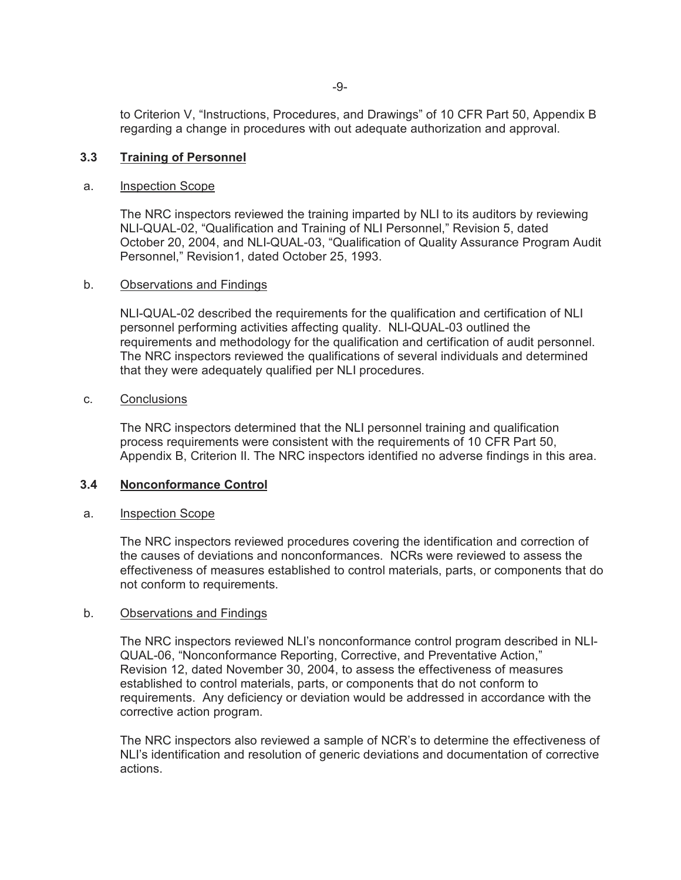to Criterion V, "Instructions, Procedures, and Drawings" of 10 CFR Part 50, Appendix B regarding a change in procedures with out adequate authorization and approval.

### 3.3 Training of Personnel

a. Inspection Scope

The NRC inspectors reviewed the training imparted by NLI to its auditors by reviewing NLI-QUAL-02, "Qualification and Training of NLI Personnel," Revision 5, dated October 20, 2004, and NLI-QUAL-03, "Qualification of Quality Assurance Program Audit Personnel," Revision1, dated October 25, 1993.

b. Observations and Findings

NLI-QUAL-02 described the requirements for the qualification and certification of NLI personnel performing activities affecting quality. NLI-QUAL-03 outlined the requirements and methodology for the qualification and certification of audit personnel. The NRC inspectors reviewed the qualifications of several individuals and determined that they were adequately qualified per NLI procedures.

c. Conclusions

The NRC inspectors determined that the NLI personnel training and qualification process requirements were consistent with the requirements of 10 CFR Part 50, Appendix B, Criterion II. The NRC inspectors identified no adverse findings in this area.

### 3.4 Nonconformance Control

a. Inspection Scope

The NRC inspectors reviewed procedures covering the identification and correction of the causes of deviations and nonconformances. NCRs were reviewed to assess the effectiveness of measures established to control materials, parts, or components that do not conform to requirements.

b. Observations and Findings

The NRC inspectors reviewed NLI's nonconformance control program described in NLI-QUAL-06, "Nonconformance Reporting, Corrective, and Preventative Action," Revision 12, dated November 30, 2004, to assess the effectiveness of measures established to control materials, parts, or components that do not conform to requirements. Any deficiency or deviation would be addressed in accordance with the corrective action program.

The NRC inspectors also reviewed a sample of NCR's to determine the effectiveness of NLI's identification and resolution of generic deviations and documentation of corrective actions.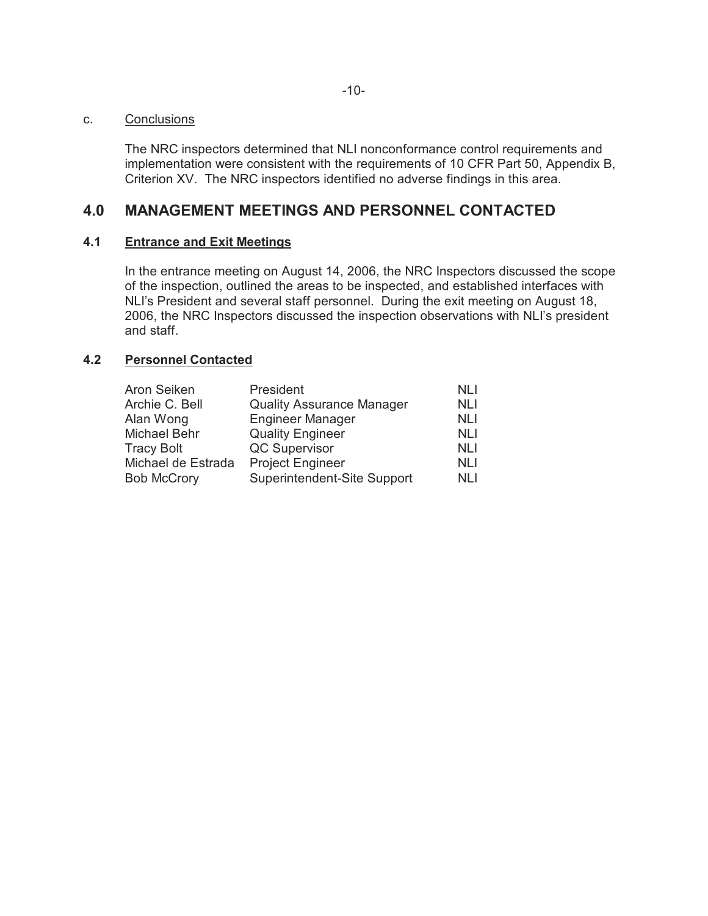c. Conclusions

The NRC inspectors determined that NLI nonconformance control requirements and implementation were consistent with the requirements of 10 CFR Part 50, Appendix B, Criterion XV. The NRC inspectors identified no adverse findings in this area.

## 4.0 MANAGEMENT MEETINGS AND PERSONNEL CONTACTED

### 4.1 Entrance and Exit Meetings

In the entrance meeting on August 14, 2006, the NRC Inspectors discussed the scope of the inspection, outlined the areas to be inspected, and established interfaces with NLI's President and several staff personnel. During the exit meeting on August 18, 2006, the NRC Inspectors discussed the inspection observations with NLI's president and staff.

### 4.2 Personnel Contacted

| | | |
|---|---|---|
| Aron Seiken | President | NLI |
| Archie C. Bell | Quality Assurance Manager | NLI |
| Alan Wong | Engineer Manager | NLI |
| Michael Behr | Quality Engineer | NLI |
| Tracy Bolt | QC Supervisor | NLI |
| Michael de Estrada | Project Engineer | NLI |
| Bob McCrory | Superintendent-Site Support | NLI |